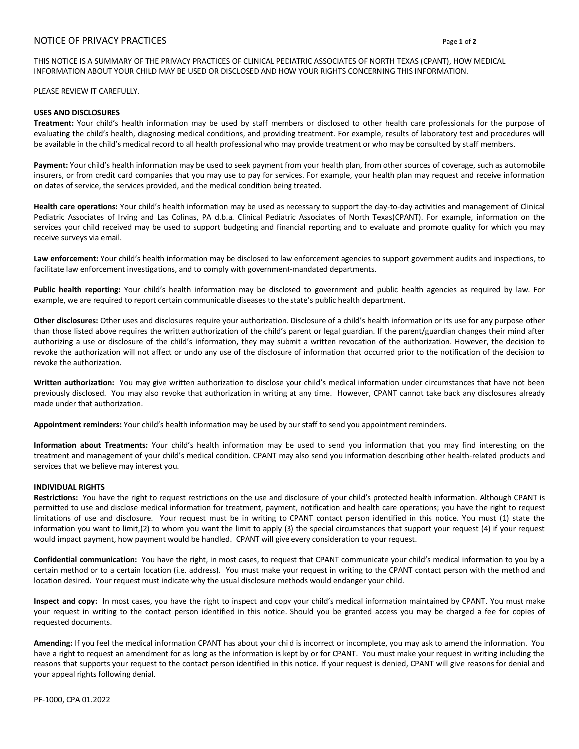# NOTICE OF PRIVACY PRACTICES

THIS NOTICE IS A SUMMARY OF THE PRIVACY PRACTICES OF CLINICAL PEDIATRIC ASSOCIATES OF NORTH TEXAS (CPANT), HOW MEDICAL INFORMATION ABOUT YOUR CHILD MAY BE USED OR DISCLOSED AND HOW YOUR RIGHTS CONCERNING THIS INFORMATION.

PLEASE REVIEW IT CAREFULLY.

## USES AND DISCLOSURES

**Treatment:** Your child's health information may be used by staff members or disclosed to other health care professionals for the purpose of evaluating the child's health, diagnosing medical conditions, and providing treatment. For example, results of laboratory test and procedures will be available in the child's medical record to all health professional who may provide treatment or who may be consulted by staff members.

**Payment:** Your child's health information may be used to seek payment from your health plan, from other sources of coverage, such as automobile insurers, or from credit card companies that you may use to pay for services. For example, your health plan may request and receive information on dates of service, the services provided, and the medical condition being treated.

**Health care operations:** Your child's health information may be used as necessary to support the day-to-day activities and management of Clinical Pediatric Associates of Irving and Las Colinas, PA d.b.a. Clinical Pediatric Associates of North Texas(CPANT). For example, information on the services your child received may be used to support budgeting and financial reporting and to evaluate and promote quality for which you may receive surveys via email.

**Law enforcement:** Your child's health information may be disclosed to law enforcement agencies to support government audits and inspections, to facilitate law enforcement investigations, and to comply with government-mandated departments.

**Public health reporting:** Your child's health information may be disclosed to government and public health agencies as required by law. For example, we are required to report certain communicable diseases to the state's public health department.

**Other disclosures:** Other uses and disclosures require your authorization. Disclosure of a child's health information or its use for any purpose other than those listed above requires the written authorization of the child's parent or legal guardian. If the parent/guardian changes their mind after authorizing a use or disclosure of the child's information, they may submit a written revocation of the authorization. However, the decision to revoke the authorization will not affect or undo any use of the disclosure of information that occurred prior to the notification of the decision to revoke the authorization.

**Written authorization:** You may give written authorization to disclose your child's medical information under circumstances that have not been previously disclosed. You may also revoke that authorization in writing at any time. However, CPANT cannot take back any disclosures already made under that authorization.

**Appointment reminders:** Your child's health information may be used by our staff to send you appointment reminders.

**Information about Treatments:** Your child's health information may be used to send you information that you may find interesting on the treatment and management of your child's medical condition. CPANT may also send you information describing other health-related products and services that we believe may interest you.

## INDIVIDUAL RIGHTS

**Restrictions:** You have the right to request restrictions on the use and disclosure of your child's protected health information. Although CPANT is permitted to use and disclose medical information for treatment, payment, notification and health care operations; you have the right to request limitations of use and disclosure. Your request must be in writing to CPANT contact person identified in this notice. You must (1) state the information you want to limit,(2) to whom you want the limit to apply (3) the special circumstances that support your request (4) if your request would impact payment, how payment would be handled. CPANT will give every consideration to your request.

**Confidential communication:** You have the right, in most cases, to request that CPANT communicate your child's medical information to you by a certain method or to a certain location (i.e. address). You must make your request in writing to the CPANT contact person with the method and location desired. Your request must indicate why the usual disclosure methods would endanger your child.

**Inspect and copy:** In most cases, you have the right to inspect and copy your child's medical information maintained by CPANT. You must make your request in writing to the contact person identified in this notice. Should you be granted access you may be charged a fee for copies of requested documents.

**Amending:** If you feel the medical information CPANT has about your child is incorrect or incomplete, you may ask to amend the information. You have a right to request an amendment for as long as the information is kept by or for CPANT. You must make your request in writing including the reasons that supports your request to the contact person identified in this notice. If your request is denied, CPANT will give reasons for denial and your appeal rights following denial.

PF-1000, CPA 01.2022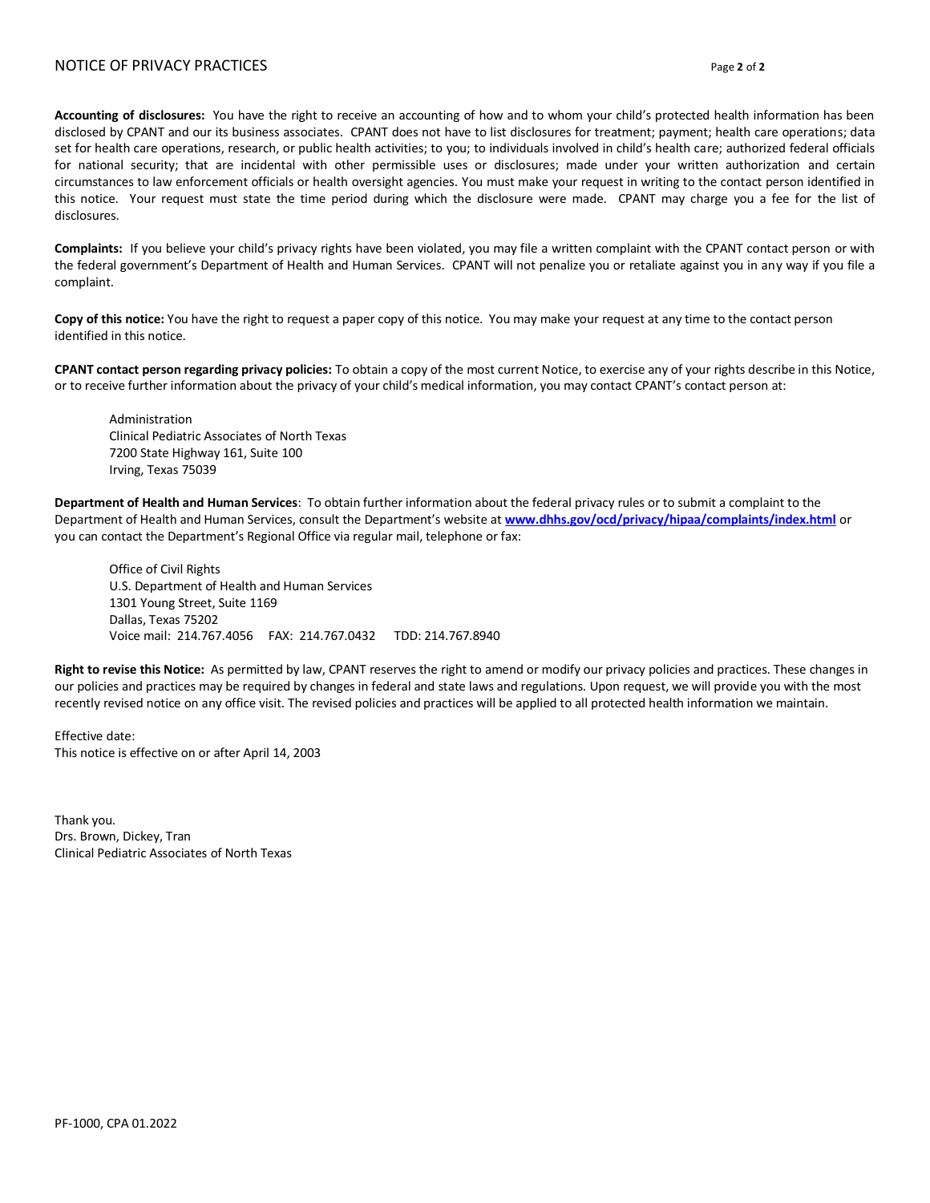**Accounting of disclosures:** You have the right to receive an accounting of how and to whom your child's protected health information has been disclosed by CPANT and our its business associates. CPANT does not have to list disclosures for treatment; payment; health care operations; data set for health care operations, research, or public health activities; to you; to individuals involved in child's health care; authorized federal officials for national security; that are incidental with other permissible uses or disclosures; made under your written authorization and certain circumstances to law enforcement officials or health oversight agencies. You must make your request in writing to the contact person identified in this notice. Your request must state the time period during which the disclosure were made. CPANT may charge you a fee for the list of disclosures.

**Complaints:** If you believe your child's privacy rights have been violated, you may file a written complaint with the CPANT contact person or with the federal government's Department of Health and Human Services. CPANT will not penalize you or retaliate against you in any way if you file a complaint.

**Copy of this notice:** You have the right to request a paper copy of this notice. You may make your request at any time to the contact person identified in this notice.

**CPANT contact person regarding privacy policies:** To obtain a copy of the most current Notice, to exercise any of your rights describe in this Notice, or to receive further information about the privacy of your child's medical information, you may contact CPANT's contact person at:

Administration
Clinical Pediatric Associates of North Texas
7200 State Highway 161, Suite 100
Irving, Texas 75039

**Department of Health and Human Services**: To obtain further information about the federal privacy rules or to submit a complaint to the Department of Health and Human Services, consult the Department's website at **www.dhhs.gov/ocd/privacy/hipaa/complaints/index.html** or you can contact the Department's Regional Office via regular mail, telephone or fax:

Office of Civil Rights
U.S. Department of Health and Human Services
1301 Young Street, Suite 1169
Dallas, Texas 75202
Voice mail: 214.767.4056 FAX: 214.767.0432 TDD: 214.767.8940

**Right to revise this Notice:** As permitted by law, CPANT reserves the right to amend or modify our privacy policies and practices. These changes in our policies and practices may be required by changes in federal and state laws and regulations. Upon request, we will provide you with the most recently revised notice on any office visit. The revised policies and practices will be applied to all protected health information we maintain.

Effective date:
This notice is effective on or after April 14, 2003

Thank you.
Drs. Brown, Dickey, Tran
Clinical Pediatric Associates of North Texas

PF-1000, CPA 01.2022